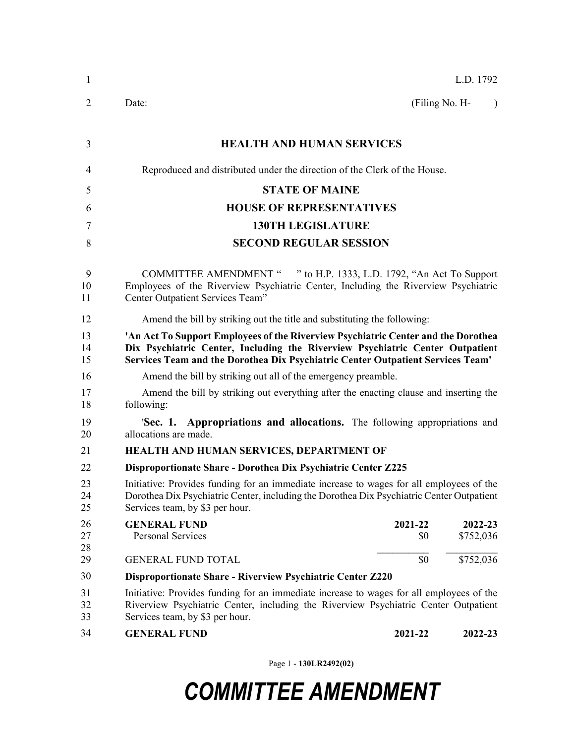L.D. 1792

Date: (Filing No. H- )

**HEALTH AND HUMAN SERVICES**

Reproduced and distributed under the direction of the Clerk of the House.

**STATE OF MAINE**

**HOUSE OF REPRESENTATIVES**

**130TH LEGISLATURE**

**SECOND REGULAR SESSION**

COMMITTEE AMENDMENT " " to H.P. 1333, L.D. 1792, "An Act To Support Employees of the Riverview Psychiatric Center, Including the Riverview Psychiatric Center Outpatient Services Team"

Amend the bill by striking out the title and substituting the following:

**'An Act To Support Employees of the Riverview Psychiatric Center and the Dorothea Dix Psychiatric Center, Including the Riverview Psychiatric Center Outpatient Services Team and the Dorothea Dix Psychiatric Center Outpatient Services Team'**

Amend the bill by striking out all of the emergency preamble.

Amend the bill by striking out everything after the enacting clause and inserting the following:

'**Sec. 1. Appropriations and allocations.** The following appropriations and allocations are made.

**HEALTH AND HUMAN SERVICES, DEPARTMENT OF**

**Disproportionate Share - Dorothea Dix Psychiatric Center Z225**

Initiative: Provides funding for an immediate increase to wages for all employees of the Dorothea Dix Psychiatric Center, including the Dorothea Dix Psychiatric Center Outpatient Services team, by $3 per hour.

| **GENERAL FUND** | **2021-22** | **2022-23** |
|---|---|---|
| Personal Services | $0 | $752,036 |
| GENERAL FUND TOTAL | $0 | $752,036 |

**Disproportionate Share - Riverview Psychiatric Center Z220**

Initiative: Provides funding for an immediate increase to wages for all employees of the Riverview Psychiatric Center, including the Riverview Psychiatric Center Outpatient Services team, by $3 per hour.

| **GENERAL FUND** | **2021-22** | **2022-23** |
|---|---|---|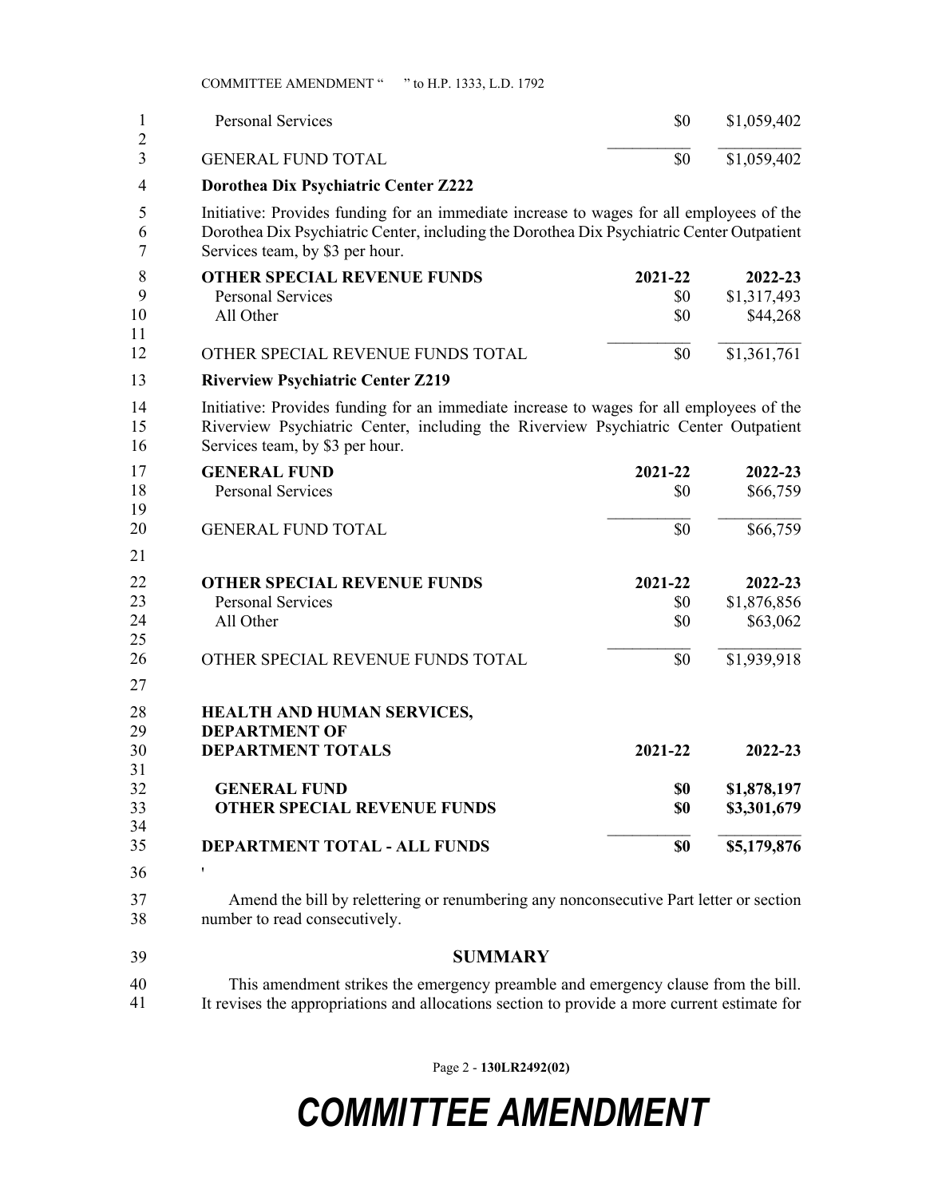| | | |
|---|---|---|
| Personal Services | $0 | $1,059,402 |
| GENERAL FUND TOTAL | $0 | $1,059,402 |

**Dorothea Dix Psychiatric Center Z222**

Initiative: Provides funding for an immediate increase to wages for all employees of the Dorothea Dix Psychiatric Center, including the Dorothea Dix Psychiatric Center Outpatient Services team, by $3 per hour.

| OTHER SPECIAL REVENUE FUNDS | 2021-22 | 2022-23 |
|---|---|---|
| Personal Services | $0 | $1,317,493 |
| All Other | $0 | $44,268 |
| OTHER SPECIAL REVENUE FUNDS TOTAL | $0 | $1,361,761 |

**Riverview Psychiatric Center Z219**

Initiative: Provides funding for an immediate increase to wages for all employees of the Riverview Psychiatric Center, including the Riverview Psychiatric Center Outpatient Services team, by $3 per hour.

| GENERAL FUND | 2021-22 | 2022-23 |
|---|---|---|
| Personal Services | $0 | $66,759 |
| GENERAL FUND TOTAL | $0 | $66,759 |

| OTHER SPECIAL REVENUE FUNDS | 2021-22 | 2022-23 |
|---|---|---|
| Personal Services | $0 | $1,876,856 |
| All Other | $0 | $63,062 |
| OTHER SPECIAL REVENUE FUNDS TOTAL | $0 | $1,939,918 |

| HEALTH AND HUMAN SERVICES, DEPARTMENT OF DEPARTMENT TOTALS | 2021-22 | 2022-23 |
|---|---|---|
| **GENERAL FUND** | **$0** | **$1,878,197** |
| **OTHER SPECIAL REVENUE FUNDS** | **$0** | **$3,301,679** |
| **DEPARTMENT TOTAL - ALL FUNDS** | **$0** | **$5,179,876** |

'

Amend the bill by relettering or renumbering any nonconsecutive Part letter or section number to read consecutively.

## SUMMARY

This amendment strikes the emergency preamble and emergency clause from the bill. It revises the appropriations and allocations section to provide a more current estimate for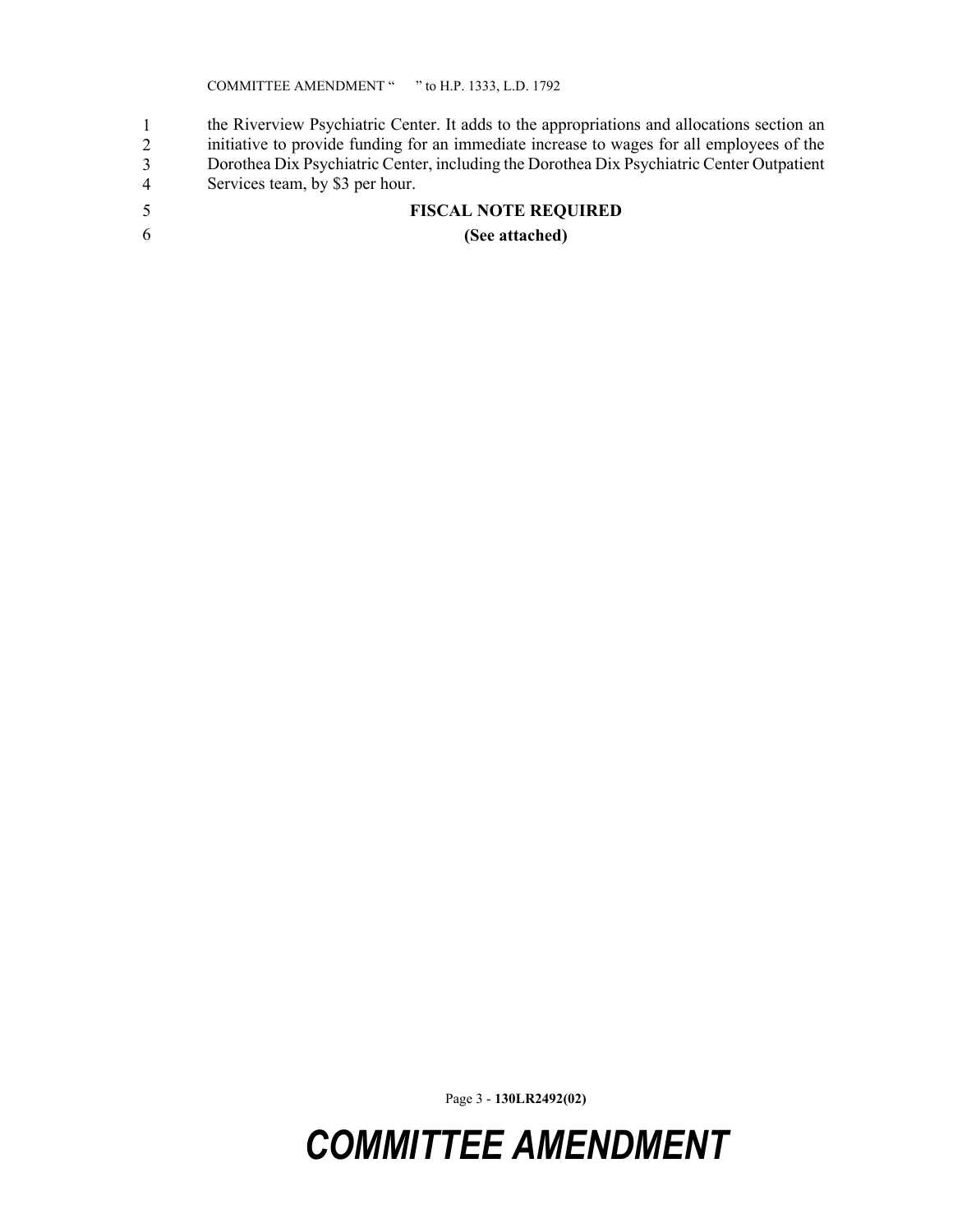the Riverview Psychiatric Center. It adds to the appropriations and allocations section an initiative to provide funding for an immediate increase to wages for all employees of the Dorothea Dix Psychiatric Center, including the Dorothea Dix Psychiatric Center Outpatient Services team, by $3 per hour.

**FISCAL NOTE REQUIRED**

**(See attached)**